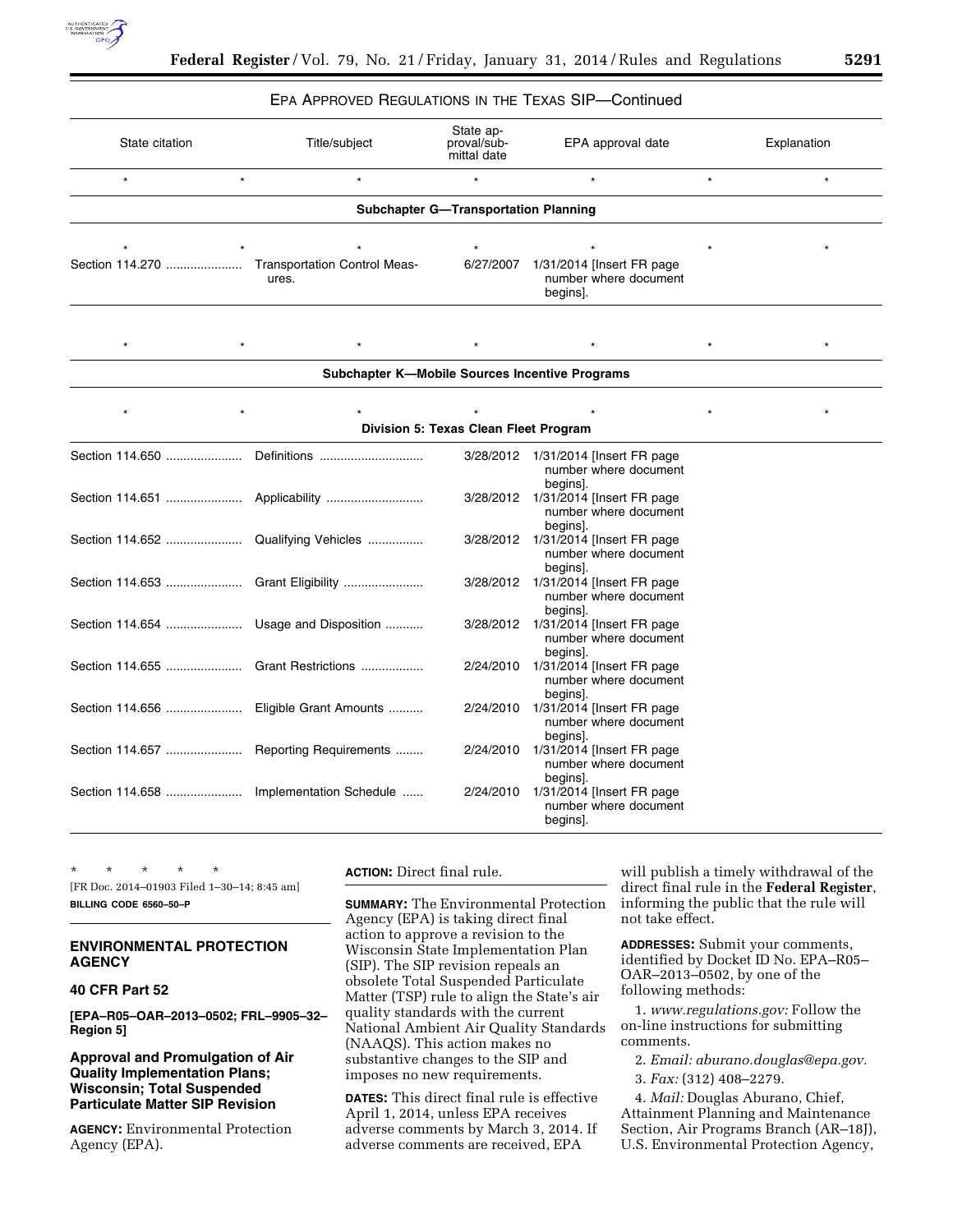EPA APPROVED REGULATIONS IN THE TEXAS SIP—Continued

| State citation | Title/subject | State approval/submittal date | EPA approval date | Explanation |
|---|---|---|---|---|
| * * | * | * | * | * * |
| **Subchapter G—Transportation Planning** | | | | |
| * * | * | * | * | * * |
| Section 114.270 | Transportation Control Measures. | 6/27/2007 | 1/31/2014 [Insert FR page number where document begins]. | |
| * * | * | * | * | * * |
| **Subchapter K—Mobile Sources Incentive Programs** | | | | |
| * * | * | * | * | * * |
| **Division 5: Texas Clean Fleet Program** | | | | |
| Section 114.650 | Definitions | 3/28/2012 | 1/31/2014 [Insert FR page number where document begins]. | |
| Section 114.651 | Applicability | 3/28/2012 | 1/31/2014 [Insert FR page number where document begins]. | |
| Section 114.652 | Qualifying Vehicles | 3/28/2012 | 1/31/2014 [Insert FR page number where document begins]. | |
| Section 114.653 | Grant Eligibility | 3/28/2012 | 1/31/2014 [Insert FR page number where document begins]. | |
| Section 114.654 | Usage and Disposition | 3/28/2012 | 1/31/2014 [Insert FR page number where document begins]. | |
| Section 114.655 | Grant Restrictions | 2/24/2010 | 1/31/2014 [Insert FR page number where document begins]. | |
| Section 114.656 | Eligible Grant Amounts | 2/24/2010 | 1/31/2014 [Insert FR page number where document begins]. | |
| Section 114.657 | Reporting Requirements | 2/24/2010 | 1/31/2014 [Insert FR page number where document begins]. | |
| Section 114.658 | Implementation Schedule | 2/24/2010 | 1/31/2014 [Insert FR page number where document begins]. | |

\* \* \* \* \*

[FR Doc. 2014–01903 Filed 1–30–14; 8:45 am]

**BILLING CODE 6560–50–P**

## ENVIRONMENTAL PROTECTION AGENCY

### 40 CFR Part 52

**[EPA–R05–OAR–2013–0502; FRL–9905–32–Region 5]**

### Approval and Promulgation of Air Quality Implementation Plans; Wisconsin; Total Suspended Particulate Matter SIP Revision

**AGENCY:** Environmental Protection Agency (EPA).

**ACTION:** Direct final rule.

**SUMMARY:** The Environmental Protection Agency (EPA) is taking direct final action to approve a revision to the Wisconsin State Implementation Plan (SIP). The SIP revision repeals an obsolete Total Suspended Particulate Matter (TSP) rule to align the State's air quality standards with the current National Ambient Air Quality Standards (NAAQS). This action makes no substantive changes to the SIP and imposes no new requirements.

**DATES:** This direct final rule is effective April 1, 2014, unless EPA receives adverse comments by March 3, 2014. If adverse comments are received, EPA will publish a timely withdrawal of the direct final rule in the **Federal Register**, informing the public that the rule will not take effect.

**ADDRESSES:** Submit your comments, identified by Docket ID No. EPA–R05–OAR–2013–0502, by one of the following methods:

1. *www.regulations.gov:* Follow the on-line instructions for submitting comments.

2. *Email: aburano.douglas@epa.gov.*

3. *Fax:* (312) 408–2279.

4. *Mail:* Douglas Aburano, Chief, Attainment Planning and Maintenance Section, Air Programs Branch (AR–18J), U.S. Environmental Protection Agency,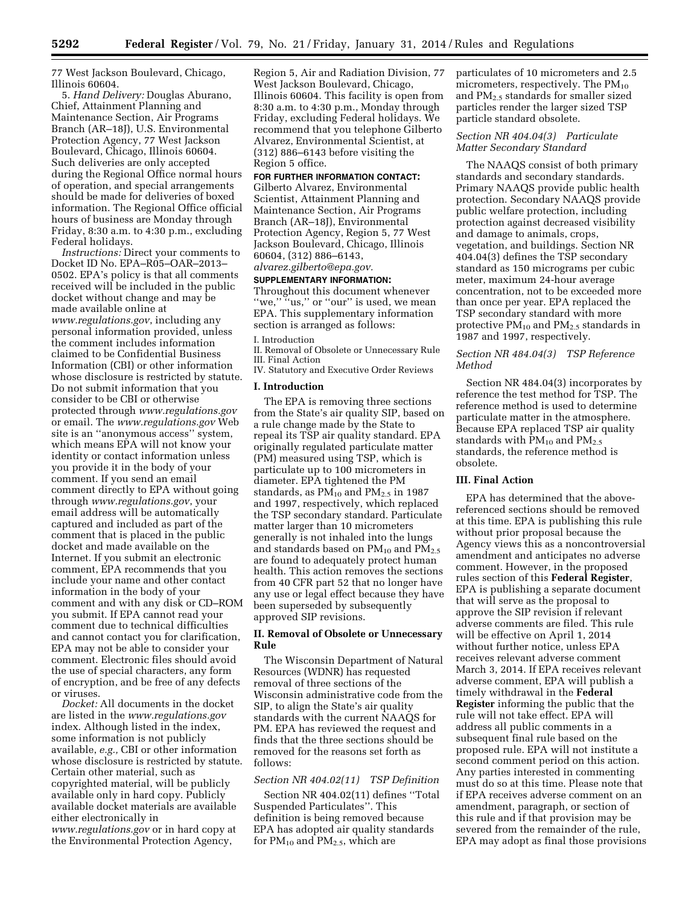77 West Jackson Boulevard, Chicago, Illinois 60604.

5. *Hand Delivery:* Douglas Aburano, Chief, Attainment Planning and Maintenance Section, Air Programs Branch (AR–18J), U.S. Environmental Protection Agency, 77 West Jackson Boulevard, Chicago, Illinois 60604. Such deliveries are only accepted during the Regional Office normal hours of operation, and special arrangements should be made for deliveries of boxed information. The Regional Office official hours of business are Monday through Friday, 8:30 a.m. to 4:30 p.m., excluding Federal holidays.

*Instructions:* Direct your comments to Docket ID No. EPA–R05–OAR–2013–0502. EPA's policy is that all comments received will be included in the public docket without change and may be made available online at *www.regulations.gov*, including any personal information provided, unless the comment includes information claimed to be Confidential Business Information (CBI) or other information whose disclosure is restricted by statute. Do not submit information that you consider to be CBI or otherwise protected through *www.regulations.gov* or email. The *www.regulations.gov* Web site is an ''anonymous access'' system, which means EPA will not know your identity or contact information unless you provide it in the body of your comment. If you send an email comment directly to EPA without going through *www.regulations.gov*, your email address will be automatically captured and included as part of the comment that is placed in the public docket and made available on the Internet. If you submit an electronic comment, EPA recommends that you include your name and other contact information in the body of your comment and with any disk or CD–ROM you submit. If EPA cannot read your comment due to technical difficulties and cannot contact you for clarification, EPA may not be able to consider your comment. Electronic files should avoid the use of special characters, any form of encryption, and be free of any defects or viruses.

*Docket:* All documents in the docket are listed in the *www.regulations.gov* index. Although listed in the index, some information is not publicly available, *e.g.,* CBI or other information whose disclosure is restricted by statute. Certain other material, such as copyrighted material, will be publicly available only in hard copy. Publicly available docket materials are available either electronically in *www.regulations.gov* or in hard copy at the Environmental Protection Agency, Region 5, Air and Radiation Division, 77 West Jackson Boulevard, Chicago, Illinois 60604. This facility is open from 8:30 a.m. to 4:30 p.m., Monday through Friday, excluding Federal holidays. We recommend that you telephone Gilberto Alvarez, Environmental Scientist, at (312) 886–6143 before visiting the Region 5 office.

**FOR FURTHER INFORMATION CONTACT:** Gilberto Alvarez, Environmental Scientist, Attainment Planning and Maintenance Section, Air Programs Branch (AR–18J), Environmental Protection Agency, Region 5, 77 West Jackson Boulevard, Chicago, Illinois 60604, (312) 886–6143, *alvarez.gilberto@epa.gov.*

**SUPPLEMENTARY INFORMATION:** Throughout this document whenever ''we,'' ''us,'' or ''our'' is used, we mean EPA. This supplementary information section is arranged as follows:

I. Introduction
II. Removal of Obsolete or Unnecessary Rule
III. Final Action
IV. Statutory and Executive Order Reviews

## I. Introduction

The EPA is removing three sections from the State's air quality SIP, based on a rule change made by the State to repeal its TSP air quality standard. EPA originally regulated particulate matter (PM) measured using TSP, which is particulate up to 100 micrometers in diameter. EPA tightened the PM standards, as $PM_{10}$ and $PM_{2.5}$ in 1987 and 1997, respectively, which replaced the TSP secondary standard. Particulate matter larger than 10 micrometers generally is not inhaled into the lungs and standards based on $PM_{10}$ and $PM_{2.5}$ are found to adequately protect human health. This action removes the sections from 40 CFR part 52 that no longer have any use or legal effect because they have been superseded by subsequently approved SIP revisions.

## II. Removal of Obsolete or Unnecessary Rule

The Wisconsin Department of Natural Resources (WDNR) has requested removal of three sections of the Wisconsin administrative code from the SIP, to align the State's air quality standards with the current NAAQS for PM. EPA has reviewed the request and finds that the three sections should be removed for the reasons set forth as follows:

### *Section NR 404.02(11) TSP Definition*

Section NR 404.02(11) defines ''Total Suspended Particulates''. This definition is being removed because EPA has adopted air quality standards for $PM_{10}$ and $PM_{2.5}$, which are particulates of 10 micrometers and 2.5 micrometers, respectively. The $PM_{10}$ and $PM_{2.5}$ standards for smaller sized particles render the larger sized TSP particle standard obsolete.

### *Section NR 404.04(3) Particulate Matter Secondary Standard*

The NAAQS consist of both primary standards and secondary standards. Primary NAAQS provide public health protection. Secondary NAAQS provide public welfare protection, including protection against decreased visibility and damage to animals, crops, vegetation, and buildings. Section NR 404.04(3) defines the TSP secondary standard as 150 micrograms per cubic meter, maximum 24-hour average concentration, not to be exceeded more than once per year. EPA replaced the TSP secondary standard with more protective $PM_{10}$ and $PM_{2.5}$ standards in 1987 and 1997, respectively.

### *Section NR 484.04(3) TSP Reference Method*

Section NR 484.04(3) incorporates by reference the test method for TSP. The reference method is used to determine particulate matter in the atmosphere. Because EPA replaced TSP air quality standards with $PM_{10}$ and $PM_{2.5}$ standards, the reference method is obsolete.

## III. Final Action

EPA has determined that the above-referenced sections should be removed at this time. EPA is publishing this rule without prior proposal because the Agency views this as a noncontroversial amendment and anticipates no adverse comment. However, in the proposed rules section of this **Federal Register**, EPA is publishing a separate document that will serve as the proposal to approve the SIP revision if relevant adverse comments are filed. This rule will be effective on April 1, 2014 without further notice, unless EPA receives relevant adverse comment March 3, 2014. If EPA receives relevant adverse comment, EPA will publish a timely withdrawal in the **Federal Register** informing the public that the rule will not take effect. EPA will address all public comments in a subsequent final rule based on the proposed rule. EPA will not institute a second comment period on this action. Any parties interested in commenting must do so at this time. Please note that if EPA receives adverse comment on an amendment, paragraph, or section of this rule and if that provision may be severed from the remainder of the rule, EPA may adopt as final those provisions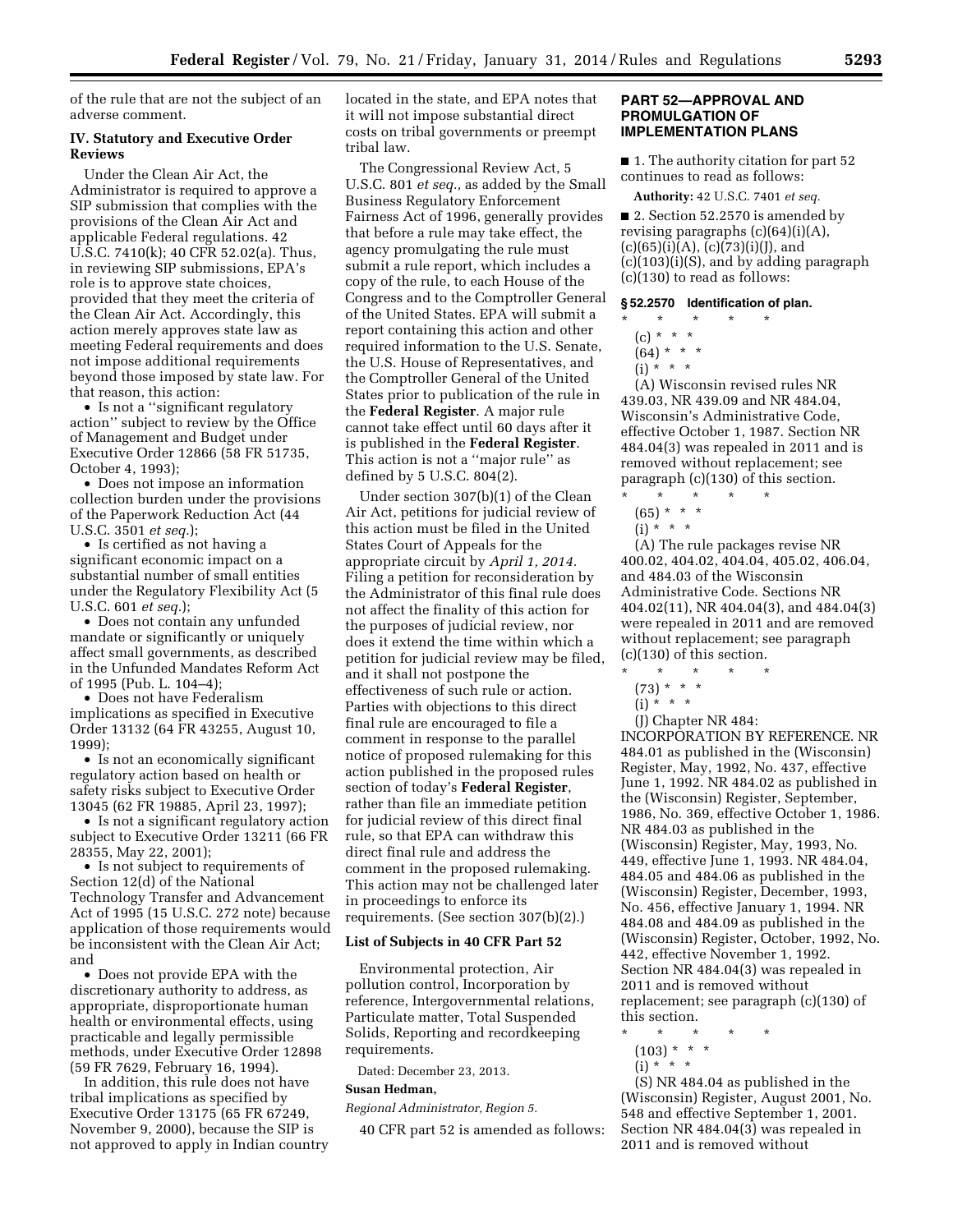of the rule that are not the subject of an adverse comment.

### IV. Statutory and Executive Order Reviews

Under the Clean Air Act, the Administrator is required to approve a SIP submission that complies with the provisions of the Clean Air Act and applicable Federal regulations. 42 U.S.C. 7410(k); 40 CFR 52.02(a). Thus, in reviewing SIP submissions, EPA's role is to approve state choices, provided that they meet the criteria of the Clean Air Act. Accordingly, this action merely approves state law as meeting Federal requirements and does not impose additional requirements beyond those imposed by state law. For that reason, this action:

- Is not a ''significant regulatory action'' subject to review by the Office of Management and Budget under Executive Order 12866 (58 FR 51735, October 4, 1993);
- Does not impose an information collection burden under the provisions of the Paperwork Reduction Act (44 U.S.C. 3501 *et seq.*);
- Is certified as not having a significant economic impact on a substantial number of small entities under the Regulatory Flexibility Act (5 U.S.C. 601 *et seq.*);
- Does not contain any unfunded mandate or significantly or uniquely affect small governments, as described in the Unfunded Mandates Reform Act of 1995 (Pub. L. 104–4);
- Does not have Federalism implications as specified in Executive Order 13132 (64 FR 43255, August 10, 1999);
- Is not an economically significant regulatory action based on health or safety risks subject to Executive Order 13045 (62 FR 19885, April 23, 1997);
- Is not a significant regulatory action subject to Executive Order 13211 (66 FR 28355, May 22, 2001);
- Is not subject to requirements of Section 12(d) of the National Technology Transfer and Advancement Act of 1995 (15 U.S.C. 272 note) because application of those requirements would be inconsistent with the Clean Air Act; and
- Does not provide EPA with the discretionary authority to address, as appropriate, disproportionate human health or environmental effects, using practicable and legally permissible methods, under Executive Order 12898 (59 FR 7629, February 16, 1994).

In addition, this rule does not have tribal implications as specified by Executive Order 13175 (65 FR 67249, November 9, 2000), because the SIP is not approved to apply in Indian country located in the state, and EPA notes that it will not impose substantial direct costs on tribal governments or preempt tribal law.

The Congressional Review Act, 5 U.S.C. 801 *et seq.,* as added by the Small Business Regulatory Enforcement Fairness Act of 1996, generally provides that before a rule may take effect, the agency promulgating the rule must submit a rule report, which includes a copy of the rule, to each House of the Congress and to the Comptroller General of the United States. EPA will submit a report containing this action and other required information to the U.S. Senate, the U.S. House of Representatives, and the Comptroller General of the United States prior to publication of the rule in the **Federal Register**. A major rule cannot take effect until 60 days after it is published in the **Federal Register**. This action is not a ''major rule'' as defined by 5 U.S.C. 804(2).

Under section 307(b)(1) of the Clean Air Act, petitions for judicial review of this action must be filed in the United States Court of Appeals for the appropriate circuit by *April 1, 2014*. Filing a petition for reconsideration by the Administrator of this final rule does not affect the finality of this action for the purposes of judicial review, nor does it extend the time within which a petition for judicial review may be filed, and it shall not postpone the effectiveness of such rule or action. Parties with objections to this direct final rule are encouraged to file a comment in response to the parallel notice of proposed rulemaking for this action published in the proposed rules section of today's **Federal Register**, rather than file an immediate petition for judicial review of this direct final rule, so that EPA can withdraw this direct final rule and address the comment in the proposed rulemaking. This action may not be challenged later in proceedings to enforce its requirements. (See section 307(b)(2).)

### List of Subjects in 40 CFR Part 52

Environmental protection, Air pollution control, Incorporation by reference, Intergovernmental relations, Particulate matter, Total Suspended Solids, Reporting and recordkeeping requirements.

Dated: December 23, 2013.

**Susan Hedman,**

*Regional Administrator, Region 5.*

40 CFR part 52 is amended as follows:

## PART 52—APPROVAL AND PROMULGATION OF IMPLEMENTATION PLANS

■ 1. The authority citation for part 52 continues to read as follows:

**Authority:** 42 U.S.C. 7401 *et seq.*

■ 2. Section 52.2570 is amended by revising paragraphs (c)(64)(i)(A), (c)(65)(i)(A), (c)(73)(i)(J), and (c)(103)(i)(S), and by adding paragraph (c)(130) to read as follows:

### § 52.2570 Identification of plan.

\* \* \* \* \*

(c) \* \* \*

(64) \* \* \*

(i) \* \* \*

(A) Wisconsin revised rules NR 439.03, NR 439.09 and NR 484.04, Wisconsin's Administrative Code, effective October 1, 1987. Section NR 484.04(3) was repealed in 2011 and is removed without replacement; see paragraph (c)(130) of this section.

\* \* \* \* \*

(65) \* \* \*

(i) \* \* \*

(A) The rule packages revise NR 400.02, 404.02, 404.04, 405.02, 406.04, and 484.03 of the Wisconsin Administrative Code. Sections NR 404.02(11), NR 404.04(3), and 484.04(3) were repealed in 2011 and are removed without replacement; see paragraph (c)(130) of this section.

\* \* \* \* \*

(73) \* \* \*

(i) \* \* \*

(J) Chapter NR 484: INCORPORATION BY REFERENCE. NR 484.01 as published in the (Wisconsin) Register, May, 1992, No. 437, effective June 1, 1992. NR 484.02 as published in the (Wisconsin) Register, September, 1986, No. 369, effective October 1, 1986. NR 484.03 as published in the (Wisconsin) Register, May, 1993, No. 449, effective June 1, 1993. NR 484.04, 484.05 and 484.06 as published in the (Wisconsin) Register, December, 1993, No. 456, effective January 1, 1994. NR 484.08 and 484.09 as published in the (Wisconsin) Register, October, 1992, No. 442, effective November 1, 1992. Section NR 484.04(3) was repealed in 2011 and is removed without replacement; see paragraph (c)(130) of this section.

\* \* \* \* \*

(103) \* \* \*

(i) \* \* \*

(S) NR 484.04 as published in the (Wisconsin) Register, August 2001, No. 548 and effective September 1, 2001. Section NR 484.04(3) was repealed in 2011 and is removed without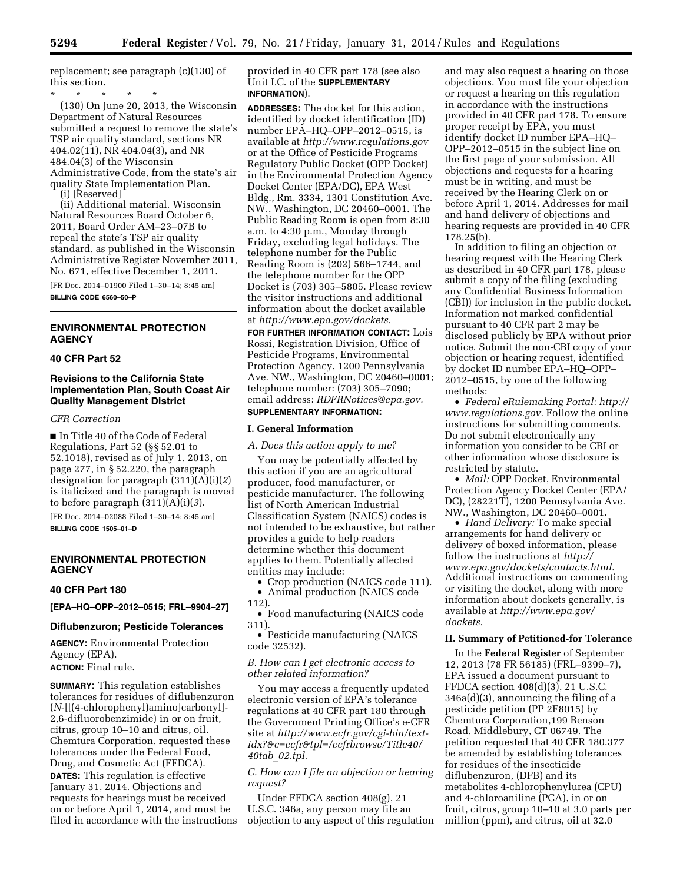replacement; see paragraph (c)(130) of this section.

\* \* \* \* \*

(130) On June 20, 2013, the Wisconsin Department of Natural Resources submitted a request to remove the state's TSP air quality standard, sections NR 404.02(11), NR 404.04(3), and NR 484.04(3) of the Wisconsin Administrative Code, from the state's air quality State Implementation Plan.

(i) [Reserved]

(ii) Additional material. Wisconsin Natural Resources Board October 6, 2011, Board Order AM–23–07B to repeal the state's TSP air quality standard, as published in the Wisconsin Administrative Register November 2011, No. 671, effective December 1, 2011.

[FR Doc. 2014–01900 Filed 1–30–14; 8:45 am]

**BILLING CODE 6560–50–P**

---

## ENVIRONMENTAL PROTECTION AGENCY

### 40 CFR Part 52

### Revisions to the California State Implementation Plan, South Coast Air Quality Management District

*CFR Correction*

■ In Title 40 of the Code of Federal Regulations, Part 52 (§§ 52.01 to 52.1018), revised as of July 1, 2013, on page 277, in § 52.220, the paragraph designation for paragraph (311)(A)(i)(*2*) is italicized and the paragraph is moved to before paragraph (311)(A)(i)(*3*).

[FR Doc. 2014–02088 Filed 1–30–14; 8:45 am]

**BILLING CODE 1505–01–D**

---

## ENVIRONMENTAL PROTECTION AGENCY

### 40 CFR Part 180

**[EPA–HQ–OPP–2012–0515; FRL–9904–27]**

### Diflubenzuron; Pesticide Tolerances

**AGENCY:** Environmental Protection Agency (EPA).

**ACTION:** Final rule.

**SUMMARY:** This regulation establishes tolerances for residues of diflubenzuron (*N*-[[(4-chlorophenyl)amino]carbonyl]-2,6-difluorobenzimide) in or on fruit, citrus, group 10–10 and citrus, oil. Chemtura Corporation, requested these tolerances under the Federal Food, Drug, and Cosmetic Act (FFDCA).

**DATES:** This regulation is effective January 31, 2014. Objections and requests for hearings must be received on or before April 1, 2014, and must be filed in accordance with the instructions provided in 40 CFR part 178 (see also Unit I.C. of the **SUPPLEMENTARY INFORMATION**).

**ADDRESSES:** The docket for this action, identified by docket identification (ID) number EPA–HQ–OPP–2012–0515, is available at *http://www.regulations.gov* or at the Office of Pesticide Programs Regulatory Public Docket (OPP Docket) in the Environmental Protection Agency Docket Center (EPA/DC), EPA West Bldg., Rm. 3334, 1301 Constitution Ave. NW., Washington, DC 20460–0001. The Public Reading Room is open from 8:30 a.m. to 4:30 p.m., Monday through Friday, excluding legal holidays. The telephone number for the Public Reading Room is (202) 566–1744, and the telephone number for the OPP Docket is (703) 305–5805. Please review the visitor instructions and additional information about the docket available at *http://www.epa.gov/dockets.*

**FOR FURTHER INFORMATION CONTACT:** Lois Rossi, Registration Division, Office of Pesticide Programs, Environmental Protection Agency, 1200 Pennsylvania Ave. NW., Washington, DC 20460–0001; telephone number: (703) 305–7090; email address: *RDFRNotices@epa.gov.*

**SUPPLEMENTARY INFORMATION:**

### I. General Information

*A. Does this action apply to me?*

You may be potentially affected by this action if you are an agricultural producer, food manufacturer, or pesticide manufacturer. The following list of North American Industrial Classification System (NAICS) codes is not intended to be exhaustive, but rather provides a guide to help readers determine whether this document applies to them. Potentially affected entities may include:

- Crop production (NAICS code 111).
- Animal production (NAICS code 112).
- Food manufacturing (NAICS code 311).
- Pesticide manufacturing (NAICS code 32532).

*B. How can I get electronic access to other related information?*

You may access a frequently updated electronic version of EPA's tolerance regulations at 40 CFR part 180 through the Government Printing Office's e-CFR site at *http://www.ecfr.gov/cgi-bin/text-idx?&c=ecfr&tpl=/ecfrbrowse/Title40/40tab_02.tpl.*

*C. How can I file an objection or hearing request?*

Under FFDCA section 408(g), 21 U.S.C. 346a, any person may file an objection to any aspect of this regulation and may also request a hearing on those objections. You must file your objection or request a hearing on this regulation in accordance with the instructions provided in 40 CFR part 178. To ensure proper receipt by EPA, you must identify docket ID number EPA–HQ–OPP–2012–0515 in the subject line on the first page of your submission. All objections and requests for a hearing must be in writing, and must be received by the Hearing Clerk on or before April 1, 2014. Addresses for mail and hand delivery of objections and hearing requests are provided in 40 CFR 178.25(b).

In addition to filing an objection or hearing request with the Hearing Clerk as described in 40 CFR part 178, please submit a copy of the filing (excluding any Confidential Business Information (CBI)) for inclusion in the public docket. Information not marked confidential pursuant to 40 CFR part 2 may be disclosed publicly by EPA without prior notice. Submit the non-CBI copy of your objection or hearing request, identified by docket ID number EPA–HQ–OPP–2012–0515, by one of the following methods:

- *Federal eRulemaking Portal: http://www.regulations.gov.* Follow the online instructions for submitting comments. Do not submit electronically any information you consider to be CBI or other information whose disclosure is restricted by statute.
- *Mail:* OPP Docket, Environmental Protection Agency Docket Center (EPA/DC), (28221T), 1200 Pennsylvania Ave. NW., Washington, DC 20460–0001.
- *Hand Delivery:* To make special arrangements for hand delivery or delivery of boxed information, please follow the instructions at *http://www.epa.gov/dockets/contacts.html.* Additional instructions on commenting or visiting the docket, along with more information about dockets generally, is available at *http://www.epa.gov/dockets.*

### II. Summary of Petitioned-for Tolerance

In the **Federal Register** of September 12, 2013 (78 FR 56185) (FRL–9399–7), EPA issued a document pursuant to FFDCA section 408(d)(3), 21 U.S.C. 346a(d)(3), announcing the filing of a pesticide petition (PP 2F8015) by Chemtura Corporation,199 Benson Road, Middlebury, CT 06749. The petition requested that 40 CFR 180.377 be amended by establishing tolerances for residues of the insecticide diflubenzuron, (DFB) and its metabolites 4-chlorophenylurea (CPU) and 4-chloroaniline (PCA), in or on fruit, citrus, group 10–10 at 3.0 parts per million (ppm), and citrus, oil at 32.0